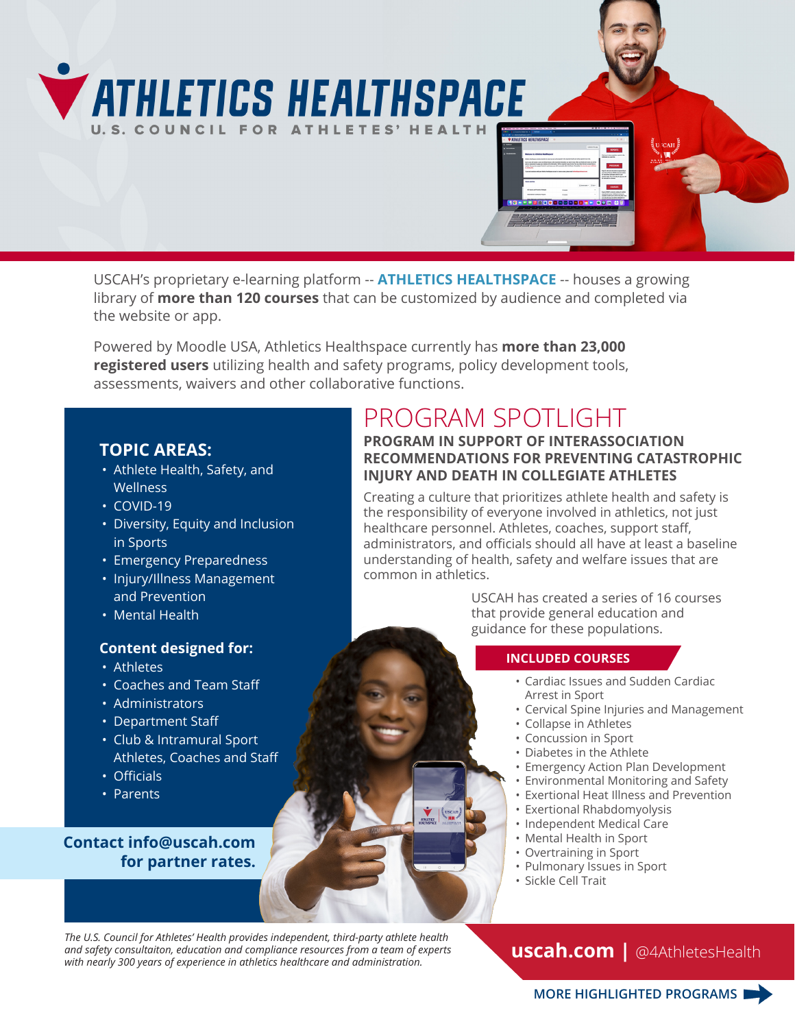# ATHLETICS HEALTHSPACE

U.S. COUNCIL FOR ATHLETES' HEALTH

USCAH's proprietary e-learning platform -- **ATHLETICS HEALTHSPACE** -- houses a growing library of **more than 120 courses** that can be customized by audience and completed via the website or app.

Powered by Moodle USA, Athletics Healthspace currently has **more than 23,000 registered users** utilizing health and safety programs, policy development tools, assessments, waivers and other collaborative functions.

## TOPIC AREAS:

- Athlete Health, Safety, and Wellness
- COVID-19
- Diversity, Equity and Inclusion in Sports
- Emergency Preparedness
- Injury/Illness Management and Prevention
- Mental Health

### Content designed for:

- Athletes
- Coaches and Team Staff
- Administrators
- Department Staff
- Club & Intramural Sport Athletes, Coaches and Staff
- Officials
- Parents

**Contact info@uscah.com for partner rates.**

## PROGRAM SPOTLIGHT

### PROGRAM IN SUPPORT OF INTERASSOCIATION RECOMMENDATIONS FOR PREVENTING CATASTROPHIC INJURY AND DEATH IN COLLEGIATE ATHLETES

Creating a culture that prioritizes athlete health and safety is the responsibility of everyone involved in athletics, not just healthcare personnel. Athletes, coaches, support staff, administrators, and officials should all have at least a baseline understanding of health, safety and welfare issues that are common in athletics.

USCAH has created a series of 16 courses that provide general education and guidance for these populations.

#### INCLUDED COURSES

- Cardiac Issues and Sudden Cardiac Arrest in Sport
- Cervical Spine Injuries and Management
- Collapse in Athletes
- Concussion in Sport
- Diabetes in the Athlete
- Emergency Action Plan Development
- Environmental Monitoring and Safety
- Exertional Heat Illness and Prevention
- Exertional Rhabdomyolysis
- Independent Medical Care
- Mental Health in Sport
- Overtraining in Sport
- Pulmonary Issues in Sport
- Sickle Cell Trait

*The U.S. Council for Athletes' Health provides independent, third-party athlete health and safety consultaiton, education and compliance resources from a team of experts with nearly 300 years of experience in athletics healthcare and administration.*

**uscah.com** | @4AthletesHealth

**MORE HIGHLIGHTED PROGRAMS**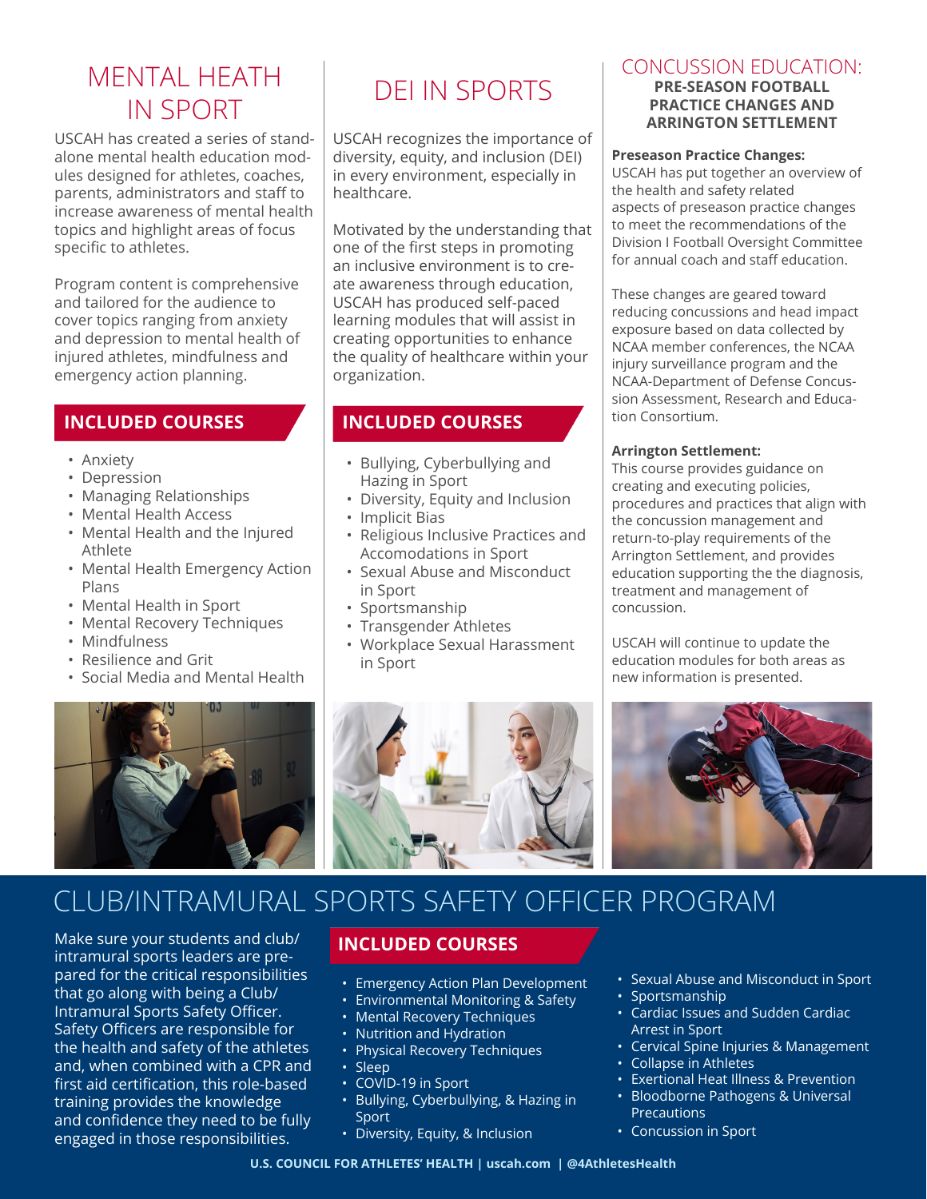# MENTAL HEATH IN SPORT

USCAH has created a series of stand-alone mental health education modules designed for athletes, coaches, parents, administrators and staff to increase awareness of mental health topics and highlight areas of focus specific to athletes.

Program content is comprehensive and tailored for the audience to cover topics ranging from anxiety and depression to mental health of injured athletes, mindfulness and emergency action planning.

## INCLUDED COURSES

- Anxiety
- Depression
- Managing Relationships
- Mental Health Access
- Mental Health and the Injured Athlete
- Mental Health Emergency Action Plans
- Mental Health in Sport
- Mental Recovery Techniques
- Mindfulness
- Resilience and Grit
- Social Media and Mental Health

# DEI IN SPORTS

USCAH recognizes the importance of diversity, equity, and inclusion (DEI) in every environment, especially in healthcare.

Motivated by the understanding that one of the first steps in promoting an inclusive environment is to create awareness through education, USCAH has produced self-paced learning modules that will assist in creating opportunities to enhance the quality of healthcare within your organization.

## INCLUDED COURSES

- Bullying, Cyberbullying and Hazing in Sport
- Diversity, Equity and Inclusion
- Implicit Bias
- Religious Inclusive Practices and Accomodations in Sport
- Sexual Abuse and Misconduct in Sport
- Sportsmanship
- Transgender Athletes
- Workplace Sexual Harassment in Sport

# CONCUSSION EDUCATION:

## PRE-SEASON FOOTBALL PRACTICE CHANGES AND ARRINGTON SETTLEMENT

**Preseason Practice Changes:**
USCAH has put together an overview of the health and safety related aspects of preseason practice changes to meet the recommendations of the Division I Football Oversight Committee for annual coach and staff education.

These changes are geared toward reducing concussions and head impact exposure based on data collected by NCAA member conferences, the NCAA injury surveillance program and the NCAA-Department of Defense Concussion Assessment, Research and Education Consortium.

**Arrington Settlement:**
This course provides guidance on creating and executing policies, procedures and practices that align with the concussion management and return-to-play requirements of the Arrington Settlement, and provides education supporting the the diagnosis, treatment and management of concussion.

USCAH will continue to update the education modules for both areas as new information is presented.

# CLUB/INTRAMURAL SPORTS SAFETY OFFICER PROGRAM

Make sure your students and club/intramural sports leaders are prepared for the critical responsibilities that go along with being a Club/Intramural Sports Safety Officer. Safety Officers are responsible for the health and safety of the athletes and, when combined with a CPR and first aid certification, this role-based training provides the knowledge and confidence they need to be fully engaged in those responsibilities.

## INCLUDED COURSES

- Emergency Action Plan Development
- Environmental Monitoring & Safety
- Mental Recovery Techniques
- Nutrition and Hydration
- Physical Recovery Techniques
- Sleep
- COVID-19 in Sport
- Bullying, Cyberbullying, & Hazing in Sport
- Diversity, Equity, & Inclusion
- Sexual Abuse and Misconduct in Sport
- Sportsmanship
- Cardiac Issues and Sudden Cardiac Arrest in Sport
- Cervical Spine Injuries & Management
- Collapse in Athletes
- Exertional Heat Illness & Prevention
- Bloodborne Pathogens & Universal Precautions
- Concussion in Sport

**U.S. COUNCIL FOR ATHLETES' HEALTH | uscah.com | @4AthletesHealth**